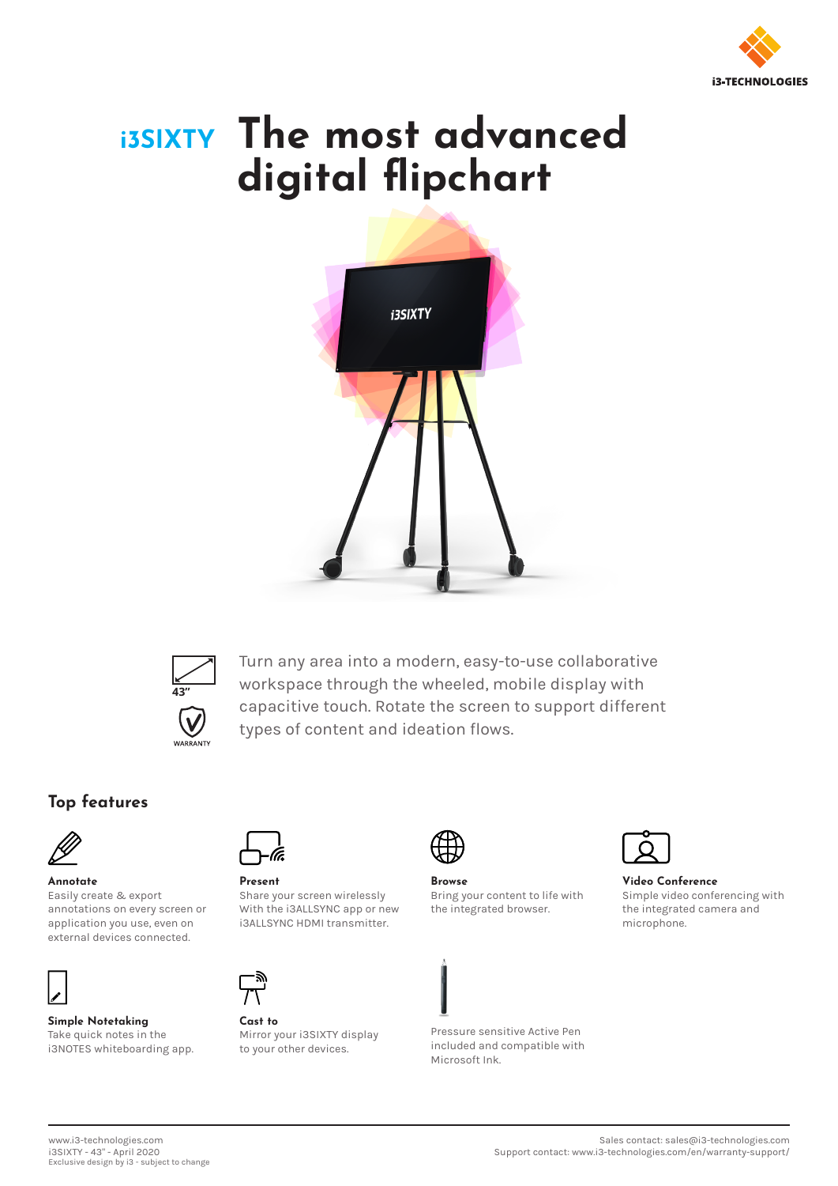i3-TECHNOLOGIES

# i3SIXTY The most advanced digital flipchart

43"

WARRANTY

Turn any area into a modern, easy-to-use collaborative workspace through the wheeled, mobile display with capacitive touch. Rotate the screen to support different types of content and ideation flows.

## Top features

**Annotate**
Easily create & export annotations on every screen or application you use, even on external devices connected.

**Present**
Share your screen wirelessly With the i3ALLSYNC app or new i3ALLSYNC HDMI transmitter.

**Browse**
Bring your content to life with the integrated browser.

**Video Conference**
Simple video conferencing with the integrated camera and microphone.

**Simple Notetaking**
Take quick notes in the i3NOTES whiteboarding app.

**Cast to**
Mirror your i3SIXTY display to your other devices.

Pressure sensitive Active Pen included and compatible with Microsoft Ink.

www.i3-technologies.com
i3SIXTY - 43" - April 2020
Exclusive design by i3 - subject to change

Sales contact: sales@i3-technologies.com
Support contact: www.i3-technologies.com/en/warranty-support/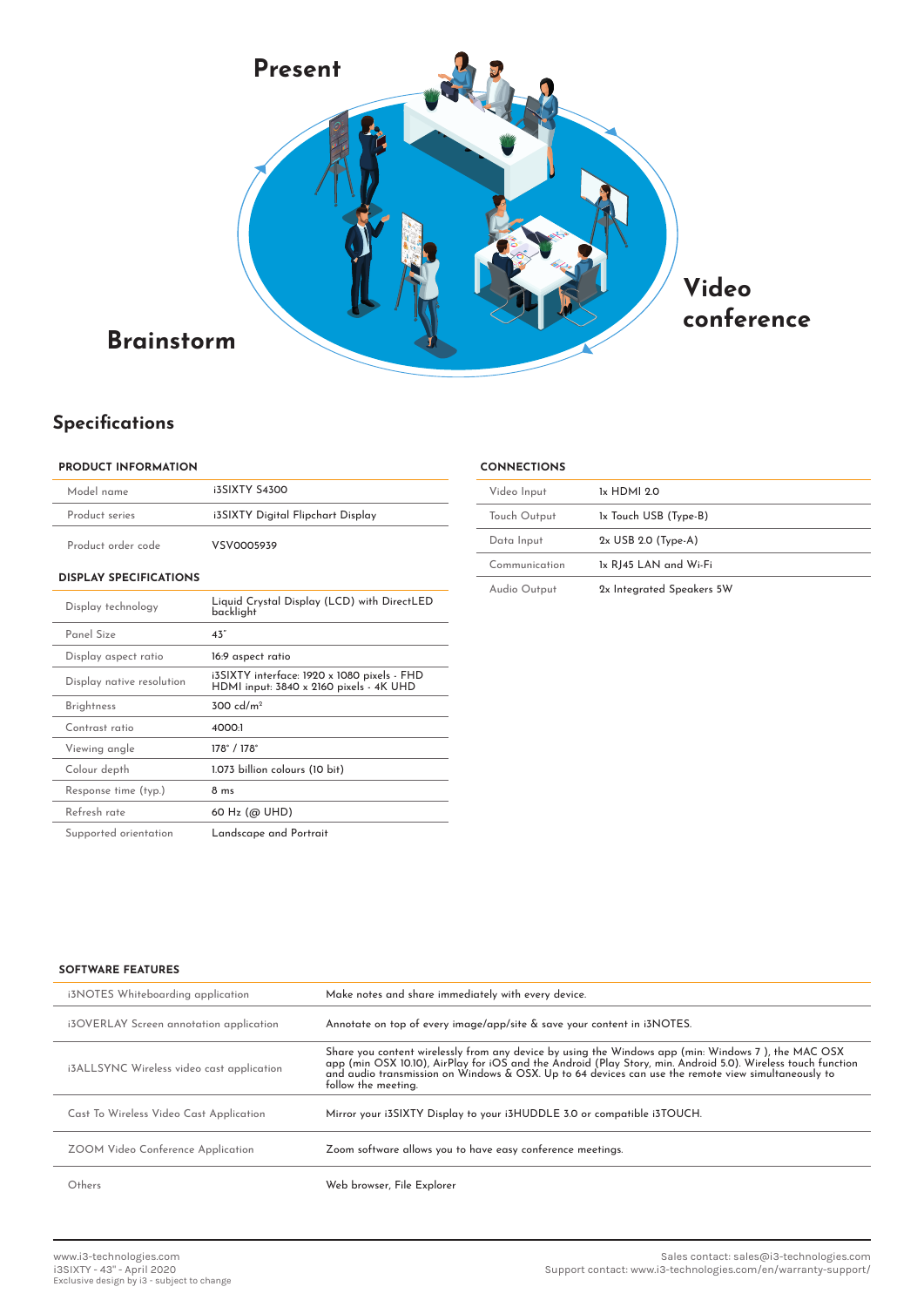Present

Video conference

Brainstorm

## Specifications

### PRODUCT INFORMATION

| | |
|---|---|
| Model name | i3SIXTY S4300 |
| Product series | i3SIXTY Digital Flipchart Display |
| Product order code | VSV0005939 |

### DISPLAY SPECIFICATIONS

| | |
|---|---|
| Display technology | Liquid Crystal Display (LCD) with DirectLED backlight |
| Panel Size | 43" |
| Display aspect ratio | 16:9 aspect ratio |
| Display native resolution | i3SIXTY interface: 1920 x 1080 pixels - FHD<br>HDMI input: 3840 x 2160 pixels - 4K UHD |
| Brightness | 300 cd/m² |
| Contrast ratio | 4000:1 |
| Viewing angle | 178° / 178° |
| Colour depth | 1.073 billion colours (10 bit) |
| Response time (typ.) | 8 ms |
| Refresh rate | 60 Hz (@ UHD) |
| Supported orientation | Landscape and Portrait |

### CONNECTIONS

| | |
|---|---|
| Video Input | 1x HDMI 2.0 |
| Touch Output | 1x Touch USB (Type-B) |
| Data Input | 2x USB 2.0 (Type-A) |
| Communication | 1x RJ45 LAN and Wi-Fi |
| Audio Output | 2x Integrated Speakers 5W |

### SOFTWARE FEATURES

| | |
|---|---|
| i3NOTES Whiteboarding application | Make notes and share immediately with every device. |
| i3OVERLAY Screen annotation application | Annotate on top of every image/app/site & save your content in i3NOTES. |
| i3ALLSYNC Wireless video cast application | Share you content wirelessly from any device by using the Windows app (min: Windows 7 ), the MAC OSX app (min OSX 10.10), AirPlay for iOS and the Android (Play Story, min. Android 5.0). Wireless touch function and audio transmission on Windows & OSX. Up to 64 devices can use the remote view simultaneously to follow the meeting. |
| Cast To Wireless Video Cast Application | Mirror your i3SIXTY Display to your i3HUDDLE 3.0 or compatible i3TOUCH. |
| ZOOM Video Conference Application | Zoom software allows you to have easy conference meetings. |
| Others | Web browser, File Explorer |

www.i3-technologies.com
i3SIXTY - 43" - April 2020
Exclusive design by i3 - subject to change

Sales contact: sales@i3-technologies.com
Support contact: www.i3-technologies.com/en/warranty-support/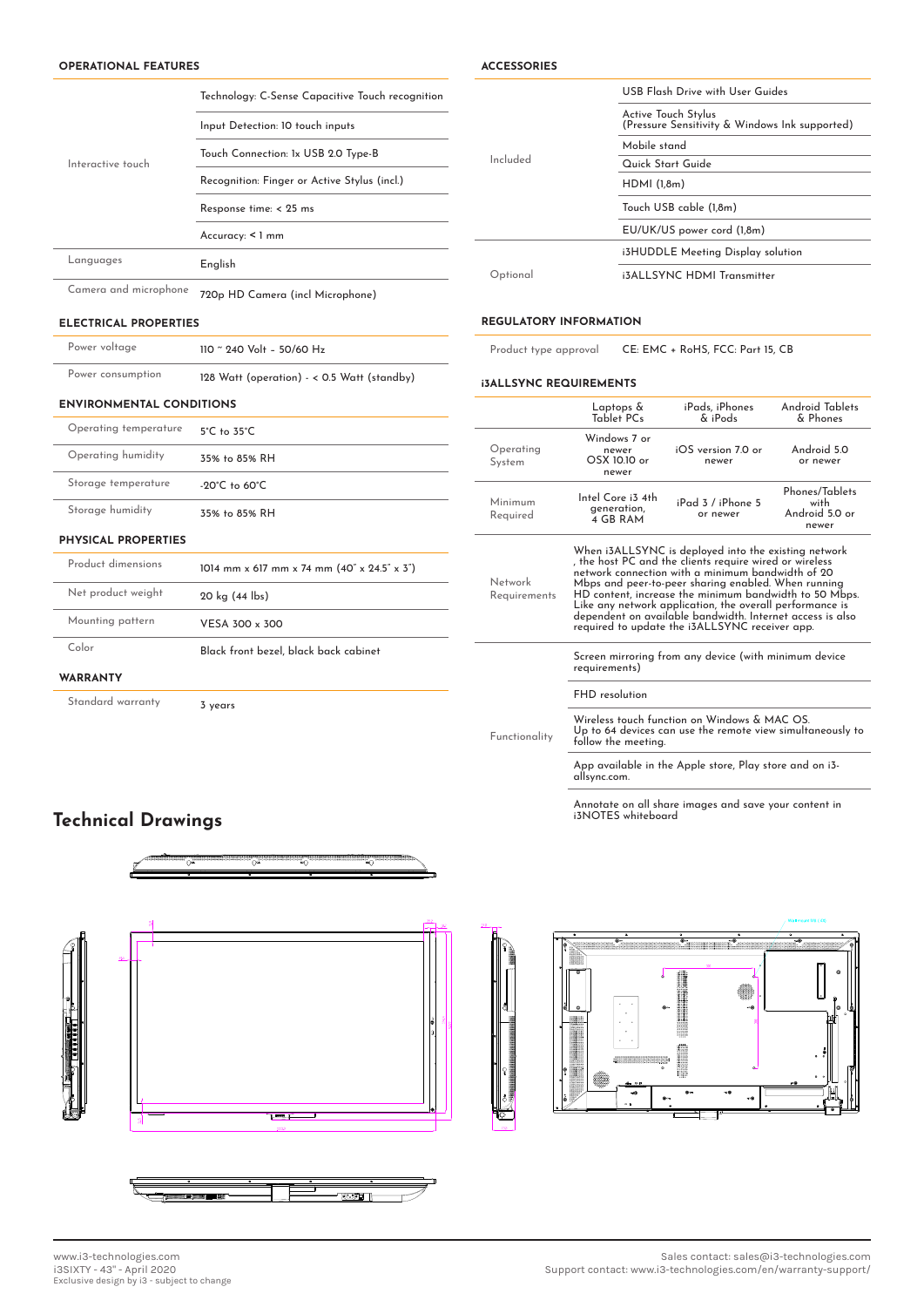## OPERATIONAL FEATURES

| | |
|---|---|
| Interactive touch | Technology: C-Sense Capacitive Touch recognition |
| | Input Detection: 10 touch inputs |
| | Touch Connection: 1x USB 2.0 Type-B |
| | Recognition: Finger or Active Stylus (incl.) |
| | Response time: < 25 ms |
| | Accuracy: < 1 mm |
| Languages | English |
| Camera and microphone | 720p HD Camera (incl Microphone) |

## ELECTRICAL PROPERTIES

| | |
|---|---|
| Power voltage | 110 ~ 240 Volt - 50/60 Hz |
| Power consumption | 128 Watt (operation) - < 0.5 Watt (standby) |

## ENVIRONMENTAL CONDITIONS

| | |
|---|---|
| Operating temperature | 5°C to 35°C |
| Operating humidity | 35% to 85% RH |
| Storage temperature | -20°C to 60°C |
| Storage humidity | 35% to 85% RH |

## PHYSICAL PROPERTIES

| | |
|---|---|
| Product dimensions | 1014 mm x 617 mm x 74 mm (40" x 24.5" x 3") |
| Net product weight | 20 kg (44 lbs) |
| Mounting pattern | VESA 300 x 300 |
| Color | Black front bezel, black back cabinet |

## WARRANTY

| | |
|---|---|
| Standard warranty | 3 years |

## ACCESSORIES

| | |
|---|---|
| Included | USB Flash Drive with User Guides |
| | Active Touch Stylus (Pressure Sensitivity & Windows Ink supported) |
| | Mobile stand |
| | Quick Start Guide |
| | HDMI (1,8m) |
| | Touch USB cable (1,8m) |
| | EU/UK/US power cord (1,8m) |
| Optional | i3HUDDLE Meeting Display solution |
| | i3ALLSYNC HDMI Transmitter |

## REGULATORY INFORMATION

| | |
|---|---|
| Product type approval | CE: EMC + RoHS, FCC: Part 15, CB |

## i3ALLSYNC REQUIREMENTS

| | Laptops & Tablet PCs | iPads, iPhones & iPods | Android Tablets & Phones |
|---|---|---|---|
| Operating System | Windows 7 or newer OSX 10.10 or newer | iOS version 7.0 or newer | Android 5.0 or newer |
| Minimum Required | Intel Core i3 4th generation, 4 GB RAM | iPad 3 / iPhone 5 or newer | Phones/Tablets with Android 5.0 or newer |
| Network Requirements | When i3ALLSYNC is deployed into the existing network , the host PC and the clients require wired or wireless network connection with a minimum bandwidth of 20 Mbps and peer-to-peer sharing enabled. When running HD content, increase the minimum bandwidth to 50 Mbps. Like any network application, the overall performance is dependent on available bandwidth. Internet access is also required to update the i3ALLSYNC receiver app. | | |
| Functionality | Screen mirroring from any device (with minimum device requirements) | | |
| | FHD resolution | | |
| | Wireless touch function on Windows & MAC OS. Up to 64 devices can use the remote view simultaneously to follow the meeting. | | |
| | App available in the Apple store, Play store and on i3-allsync.com. | | |
| | Annotate on all share images and save your content in i3NOTES whiteboard | | |

# Technical Drawings

www.i3-technologies.com
i3SIXTY - 43" - April 2020
Exclusive design by i3 - subject to change

Sales contact: sales@i3-technologies.com
Support contact: www.i3-technologies.com/en/warranty-support/